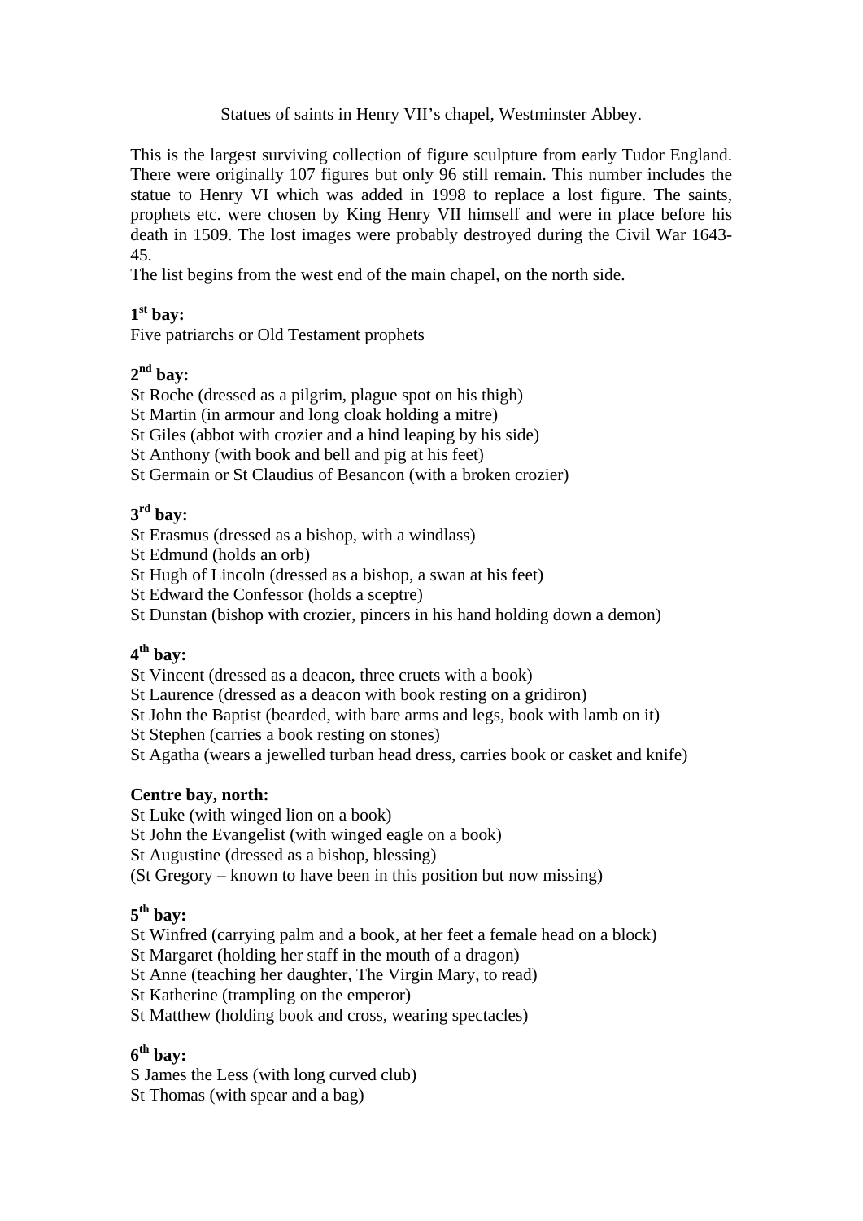Statues of saints in Henry VII's chapel, Westminster Abbey.

This is the largest surviving collection of figure sculpture from early Tudor England. There were originally 107 figures but only 96 still remain. This number includes the statue to Henry VI which was added in 1998 to replace a lost figure. The saints, prophets etc. were chosen by King Henry VII himself and were in place before his death in 1509. The lost images were probably destroyed during the Civil War 1643-45.
The list begins from the west end of the main chapel, on the north side.

**1st bay:**
Five patriarchs or Old Testament prophets

**2nd bay:**
St Roche (dressed as a pilgrim, plague spot on his thigh)
St Martin (in armour and long cloak holding a mitre)
St Giles (abbot with crozier and a hind leaping by his side)
St Anthony (with book and bell and pig at his feet)
St Germain or St Claudius of Besancon (with a broken crozier)

**3rd bay:**
St Erasmus (dressed as a bishop, with a windlass)
St Edmund (holds an orb)
St Hugh of Lincoln (dressed as a bishop, a swan at his feet)
St Edward the Confessor (holds a sceptre)
St Dunstan (bishop with crozier, pincers in his hand holding down a demon)

**4th bay:**
St Vincent (dressed as a deacon, three cruets with a book)
St Laurence (dressed as a deacon with book resting on a gridiron)
St John the Baptist (bearded, with bare arms and legs, book with lamb on it)
St Stephen (carries a book resting on stones)
St Agatha (wears a jewelled turban head dress, carries book or casket and knife)

**Centre bay, north:**
St Luke (with winged lion on a book)
St John the Evangelist (with winged eagle on a book)
St Augustine (dressed as a bishop, blessing)
(St Gregory – known to have been in this position but now missing)

**5th bay:**
St Winfred (carrying palm and a book, at her feet a female head on a block)
St Margaret (holding her staff in the mouth of a dragon)
St Anne (teaching her daughter, The Virgin Mary, to read)
St Katherine (trampling on the emperor)
St Matthew (holding book and cross, wearing spectacles)

**6th bay:**
S James the Less (with long curved club)
St Thomas (with spear and a bag)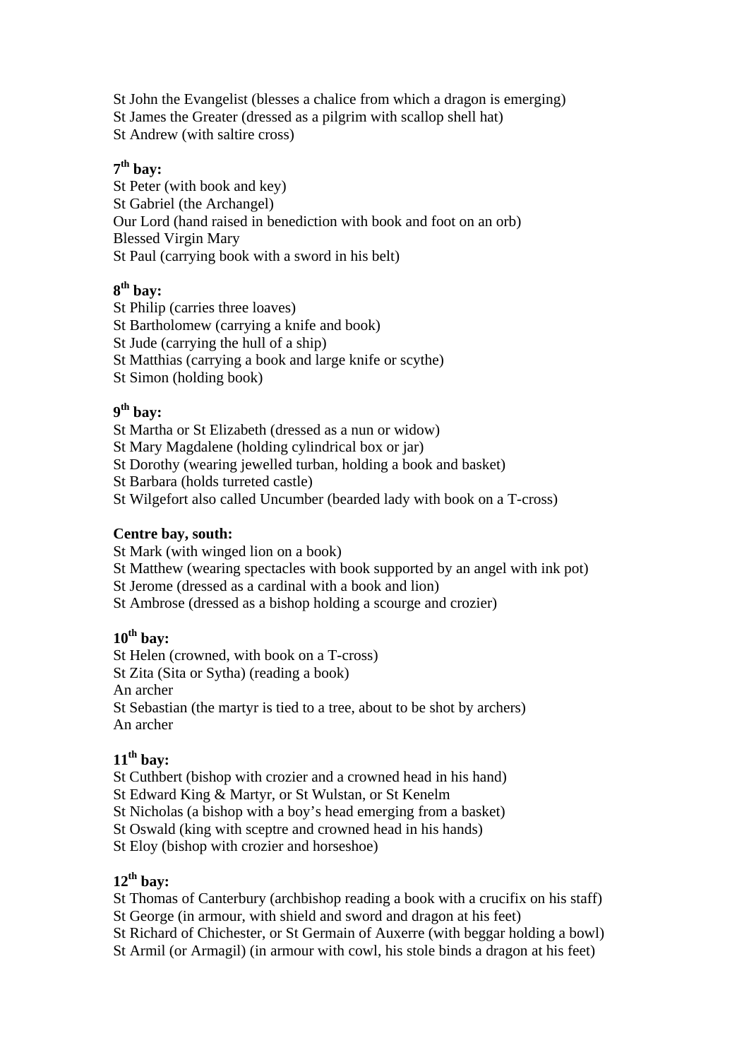St John the Evangelist (blesses a chalice from which a dragon is emerging)
St James the Greater (dressed as a pilgrim with scallop shell hat)
St Andrew (with saltire cross)

**7th bay:**
St Peter (with book and key)
St Gabriel (the Archangel)
Our Lord (hand raised in benediction with book and foot on an orb)
Blessed Virgin Mary
St Paul (carrying book with a sword in his belt)

**8th bay:**
St Philip (carries three loaves)
St Bartholomew (carrying a knife and book)
St Jude (carrying the hull of a ship)
St Matthias (carrying a book and large knife or scythe)
St Simon (holding book)

**9th bay:**
St Martha or St Elizabeth (dressed as a nun or widow)
St Mary Magdalene (holding cylindrical box or jar)
St Dorothy (wearing jewelled turban, holding a book and basket)
St Barbara (holds turreted castle)
St Wilgefort also called Uncumber (bearded lady with book on a T-cross)

**Centre bay, south:**
St Mark (with winged lion on a book)
St Matthew (wearing spectacles with book supported by an angel with ink pot)
St Jerome (dressed as a cardinal with a book and lion)
St Ambrose (dressed as a bishop holding a scourge and crozier)

**10th bay:**
St Helen (crowned, with book on a T-cross)
St Zita (Sita or Sytha) (reading a book)
An archer
St Sebastian (the martyr is tied to a tree, about to be shot by archers)
An archer

**11th bay:**
St Cuthbert (bishop with crozier and a crowned head in his hand)
St Edward King & Martyr, or St Wulstan, or St Kenelm
St Nicholas (a bishop with a boy's head emerging from a basket)
St Oswald (king with sceptre and crowned head in his hands)
St Eloy (bishop with crozier and horseshoe)

**12th bay:**
St Thomas of Canterbury (archbishop reading a book with a crucifix on his staff)
St George (in armour, with shield and sword and dragon at his feet)
St Richard of Chichester, or St Germain of Auxerre (with beggar holding a bowl)
St Armil (or Armagil) (in armour with cowl, his stole binds a dragon at his feet)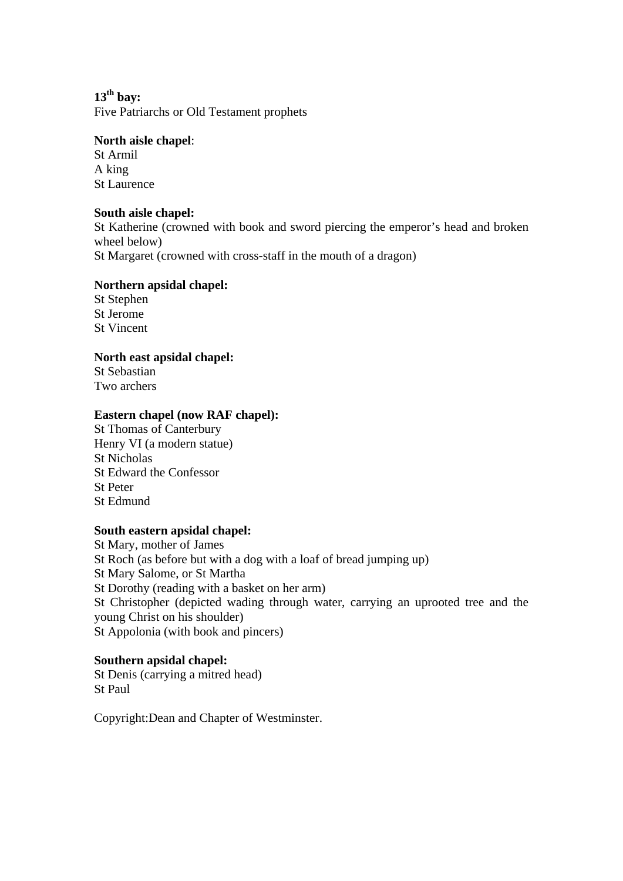**13th bay:**
Five Patriarchs or Old Testament prophets

**North aisle chapel**:
St Armil
A king
St Laurence

**South aisle chapel:**
St Katherine (crowned with book and sword piercing the emperor's head and broken wheel below)
St Margaret (crowned with cross-staff in the mouth of a dragon)

**Northern apsidal chapel:**
St Stephen
St Jerome
St Vincent

**North east apsidal chapel:**
St Sebastian
Two archers

**Eastern chapel (now RAF chapel):**
St Thomas of Canterbury
Henry VI (a modern statue)
St Nicholas
St Edward the Confessor
St Peter
St Edmund

**South eastern apsidal chapel:**
St Mary, mother of James
St Roch (as before but with a dog with a loaf of bread jumping up)
St Mary Salome, or St Martha
St Dorothy (reading with a basket on her arm)
St Christopher (depicted wading through water, carrying an uprooted tree and the young Christ on his shoulder)
St Appolonia (with book and pincers)

**Southern apsidal chapel:**
St Denis (carrying a mitred head)
St Paul

Copyright:Dean and Chapter of Westminster.